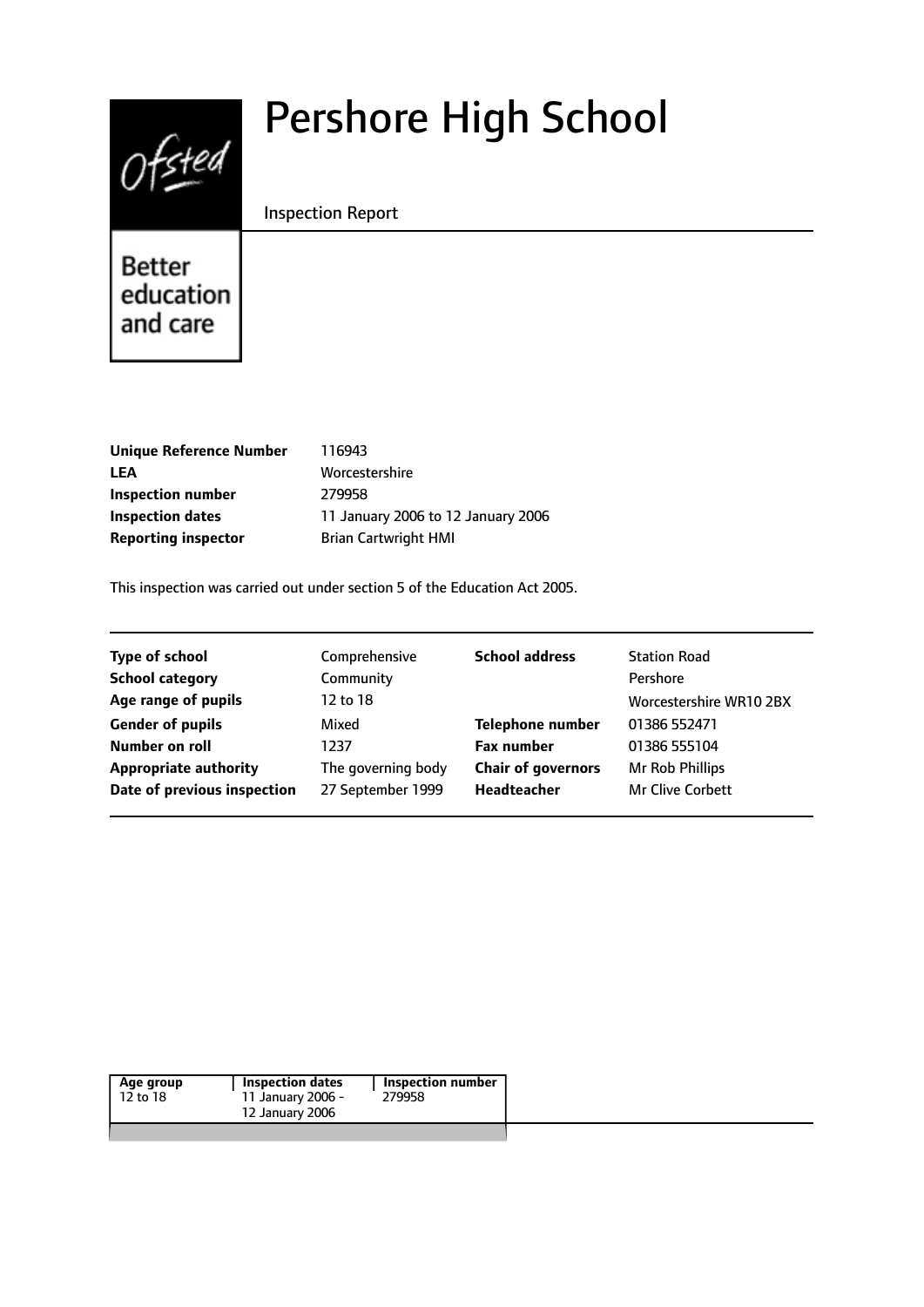# Pershore High School

Inspection Report

Ofsted

Better education and care

| | |
|---|---|
| **Unique Reference Number** | 116943 |
| **LEA** | Worcestershire |
| **Inspection number** | 279958 |
| **Inspection dates** | 11 January 2006 to 12 January 2006 |
| **Reporting inspector** | Brian Cartwright HMI |

This inspection was carried out under section 5 of the Education Act 2005.

| | | | |
|---|---|---|---|
| **Type of school** | Comprehensive | **School address** | Station Road |
| **School category** | Community | | Pershore |
| **Age range of pupils** | 12 to 18 | | Worcestershire WR10 2BX |
| **Gender of pupils** | Mixed | **Telephone number** | 01386 552471 |
| **Number on roll** | 1237 | **Fax number** | 01386 555104 |
| **Appropriate authority** | The governing body | **Chair of governors** | Mr Rob Phillips |
| **Date of previous inspection** | 27 September 1999 | **Headteacher** | Mr Clive Corbett |

| Age group | Inspection dates | Inspection number |
|---|---|---|
| 12 to 18 | 11 January 2006 - 12 January 2006 | 279958 |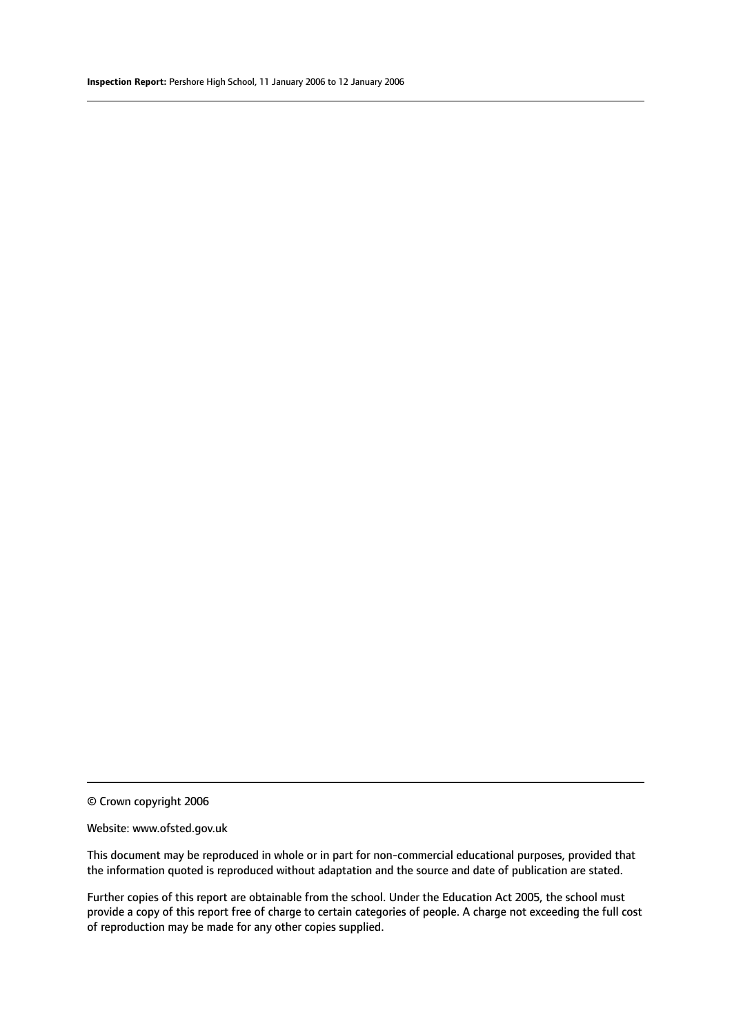© Crown copyright 2006

Website: www.ofsted.gov.uk

This document may be reproduced in whole or in part for non-commercial educational purposes, provided that the information quoted is reproduced without adaptation and the source and date of publication are stated.

Further copies of this report are obtainable from the school. Under the Education Act 2005, the school must provide a copy of this report free of charge to certain categories of people. A charge not exceeding the full cost of reproduction may be made for any other copies supplied.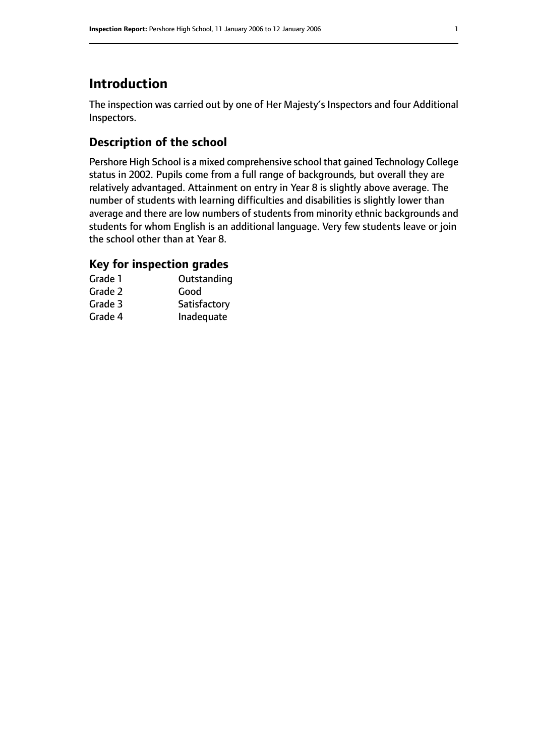# Introduction

The inspection was carried out by one of Her Majesty's Inspectors and four Additional Inspectors.

## Description of the school

Pershore High School is a mixed comprehensive school that gained Technology College status in 2002. Pupils come from a full range of backgrounds, but overall they are relatively advantaged. Attainment on entry in Year 8 is slightly above average. The number of students with learning difficulties and disabilities is slightly lower than average and there are low numbers of students from minority ethnic backgrounds and students for whom English is an additional language. Very few students leave or join the school other than at Year 8.

## Key for inspection grades

| | |
|---|---|
| Grade 1 | Outstanding |
| Grade 2 | Good |
| Grade 3 | Satisfactory |
| Grade 4 | Inadequate |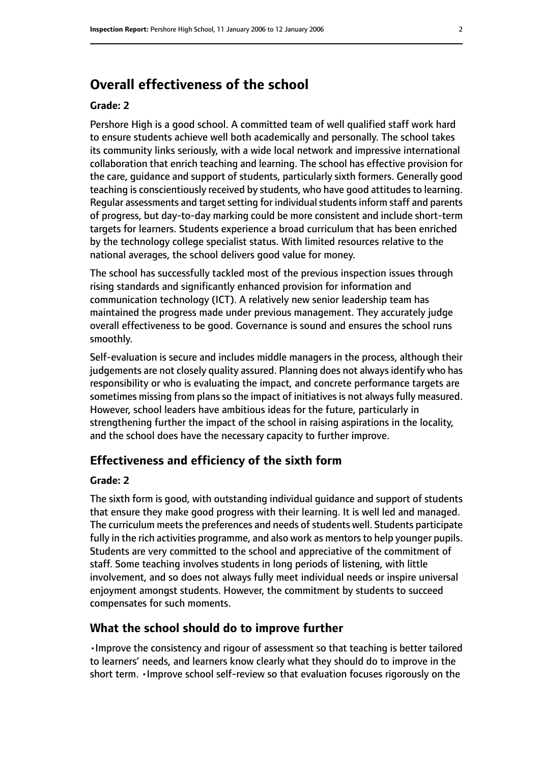## Overall effectiveness of the school

**Grade: 2**

Pershore High is a good school. A committed team of well qualified staff work hard to ensure students achieve well both academically and personally. The school takes its community links seriously, with a wide local network and impressive international collaboration that enrich teaching and learning. The school has effective provision for the care, guidance and support of students, particularly sixth formers. Generally good teaching is conscientiously received by students, who have good attitudes to learning. Regular assessments and target setting for individual students inform staff and parents of progress, but day-to-day marking could be more consistent and include short-term targets for learners. Students experience a broad curriculum that has been enriched by the technology college specialist status. With limited resources relative to the national averages, the school delivers good value for money.

The school has successfully tackled most of the previous inspection issues through rising standards and significantly enhanced provision for information and communication technology (ICT). A relatively new senior leadership team has maintained the progress made under previous management. They accurately judge overall effectiveness to be good. Governance is sound and ensures the school runs smoothly.

Self-evaluation is secure and includes middle managers in the process, although their judgements are not closely quality assured. Planning does not always identify who has responsibility or who is evaluating the impact, and concrete performance targets are sometimes missing from plans so the impact of initiatives is not always fully measured. However, school leaders have ambitious ideas for the future, particularly in strengthening further the impact of the school in raising aspirations in the locality, and the school does have the necessary capacity to further improve.

### Effectiveness and efficiency of the sixth form

**Grade: 2**

The sixth form is good, with outstanding individual guidance and support of students that ensure they make good progress with their learning. It is well led and managed. The curriculum meets the preferences and needs of students well. Students participate fully in the rich activities programme, and also work as mentors to help younger pupils. Students are very committed to the school and appreciative of the commitment of staff. Some teaching involves students in long periods of listening, with little involvement, and so does not always fully meet individual needs or inspire universal enjoyment amongst students. However, the commitment by students to succeed compensates for such moments.

### What the school should do to improve further

- Improve the consistency and rigour of assessment so that teaching is better tailored to learners' needs, and learners know clearly what they should do to improve in the short term.
- Improve school self-review so that evaluation focuses rigorously on the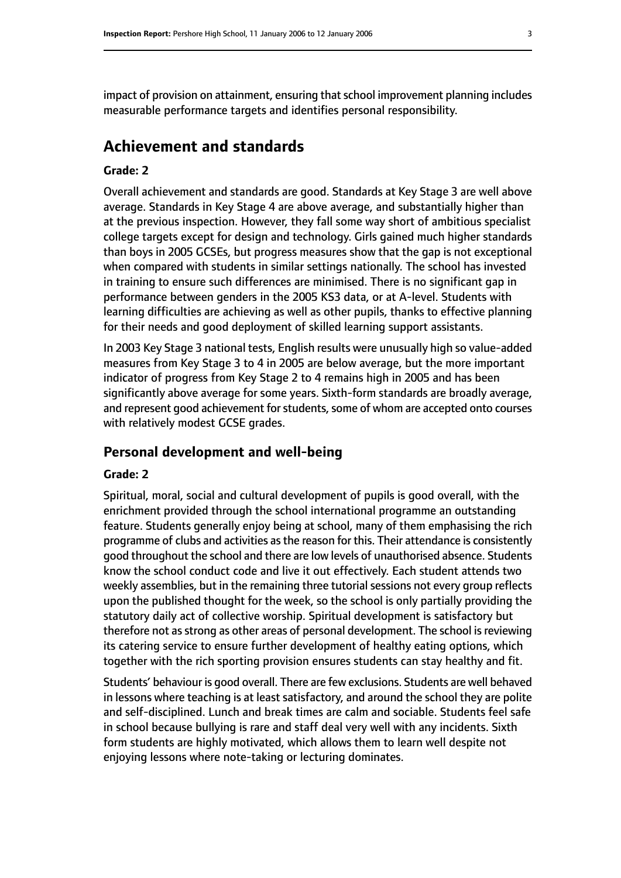impact of provision on attainment, ensuring that school improvement planning includes measurable performance targets and identifies personal responsibility.

## Achievement and standards

### Grade: 2

Overall achievement and standards are good. Standards at Key Stage 3 are well above average. Standards in Key Stage 4 are above average, and substantially higher than at the previous inspection. However, they fall some way short of ambitious specialist college targets except for design and technology. Girls gained much higher standards than boys in 2005 GCSEs, but progress measures show that the gap is not exceptional when compared with students in similar settings nationally. The school has invested in training to ensure such differences are minimised. There is no significant gap in performance between genders in the 2005 KS3 data, or at A-level. Students with learning difficulties are achieving as well as other pupils, thanks to effective planning for their needs and good deployment of skilled learning support assistants.

In 2003 Key Stage 3 national tests, English results were unusually high so value-added measures from Key Stage 3 to 4 in 2005 are below average, but the more important indicator of progress from Key Stage 2 to 4 remains high in 2005 and has been significantly above average for some years. Sixth-form standards are broadly average, and represent good achievement for students, some of whom are accepted onto courses with relatively modest GCSE grades.

## Personal development and well-being

### Grade: 2

Spiritual, moral, social and cultural development of pupils is good overall, with the enrichment provided through the school international programme an outstanding feature. Students generally enjoy being at school, many of them emphasising the rich programme of clubs and activities as the reason for this. Their attendance is consistently good throughout the school and there are low levels of unauthorised absence. Students know the school conduct code and live it out effectively. Each student attends two weekly assemblies, but in the remaining three tutorial sessions not every group reflects upon the published thought for the week, so the school is only partially providing the statutory daily act of collective worship. Spiritual development is satisfactory but therefore not as strong as other areas of personal development. The school is reviewing its catering service to ensure further development of healthy eating options, which together with the rich sporting provision ensures students can stay healthy and fit.

Students' behaviour is good overall. There are few exclusions. Students are well behaved in lessons where teaching is at least satisfactory, and around the school they are polite and self-disciplined. Lunch and break times are calm and sociable. Students feel safe in school because bullying is rare and staff deal very well with any incidents. Sixth form students are highly motivated, which allows them to learn well despite not enjoying lessons where note-taking or lecturing dominates.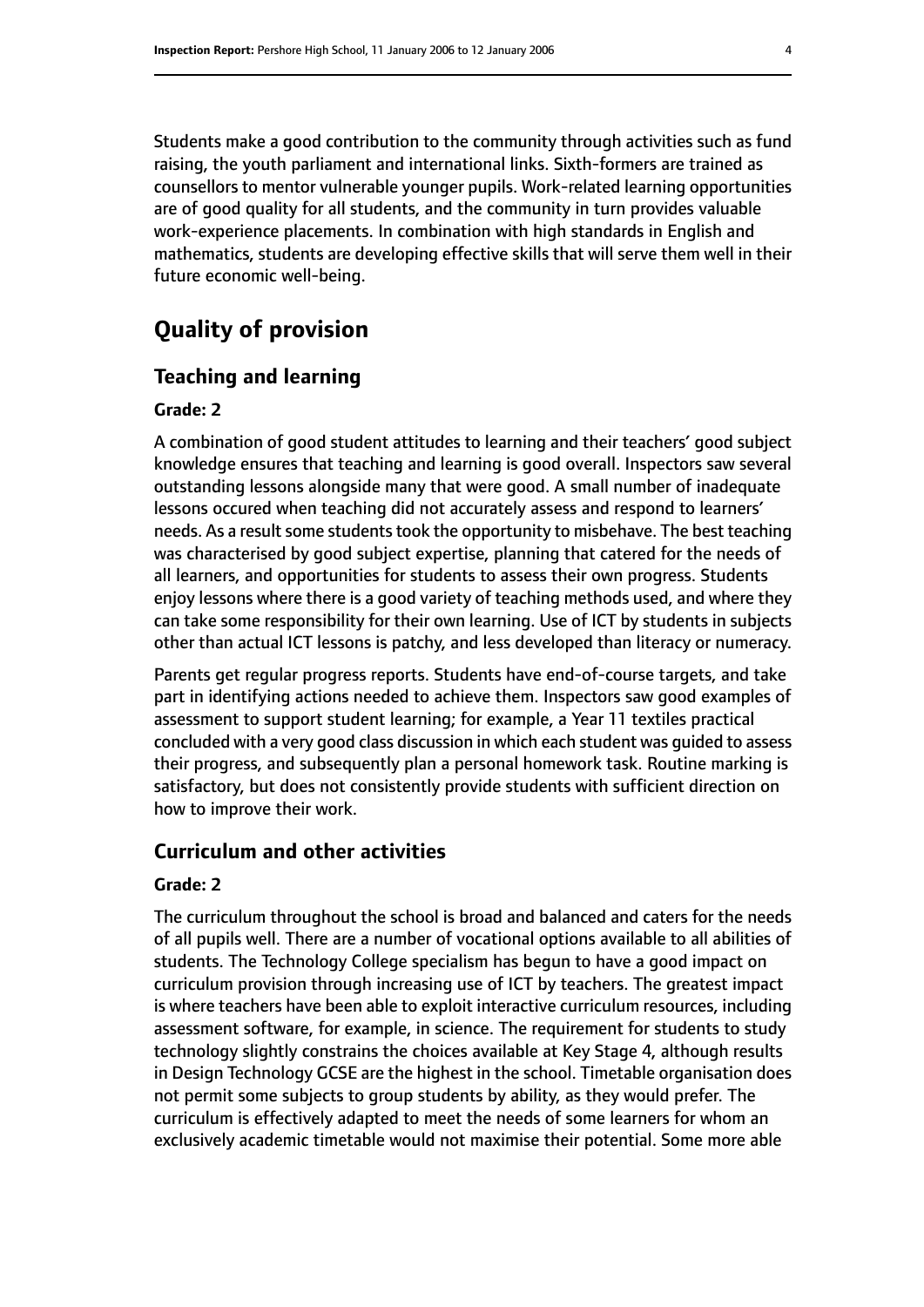Students make a good contribution to the community through activities such as fund raising, the youth parliament and international links. Sixth-formers are trained as counsellors to mentor vulnerable younger pupils. Work-related learning opportunities are of good quality for all students, and the community in turn provides valuable work-experience placements. In combination with high standards in English and mathematics, students are developing effective skills that will serve them well in their future economic well-being.

# Quality of provision

## Teaching and learning

**Grade: 2**

A combination of good student attitudes to learning and their teachers' good subject knowledge ensures that teaching and learning is good overall. Inspectors saw several outstanding lessons alongside many that were good. A small number of inadequate lessons occured when teaching did not accurately assess and respond to learners' needs. As a result some students took the opportunity to misbehave. The best teaching was characterised by good subject expertise, planning that catered for the needs of all learners, and opportunities for students to assess their own progress. Students enjoy lessons where there is a good variety of teaching methods used, and where they can take some responsibility for their own learning. Use of ICT by students in subjects other than actual ICT lessons is patchy, and less developed than literacy or numeracy.

Parents get regular progress reports. Students have end-of-course targets, and take part in identifying actions needed to achieve them. Inspectors saw good examples of assessment to support student learning; for example, a Year 11 textiles practical concluded with a very good class discussion in which each student was guided to assess their progress, and subsequently plan a personal homework task. Routine marking is satisfactory, but does not consistently provide students with sufficient direction on how to improve their work.

## Curriculum and other activities

**Grade: 2**

The curriculum throughout the school is broad and balanced and caters for the needs of all pupils well. There are a number of vocational options available to all abilities of students. The Technology College specialism has begun to have a good impact on curriculum provision through increasing use of ICT by teachers. The greatest impact is where teachers have been able to exploit interactive curriculum resources, including assessment software, for example, in science. The requirement for students to study technology slightly constrains the choices available at Key Stage 4, although results in Design Technology GCSE are the highest in the school. Timetable organisation does not permit some subjects to group students by ability, as they would prefer. The curriculum is effectively adapted to meet the needs of some learners for whom an exclusively academic timetable would not maximise their potential. Some more able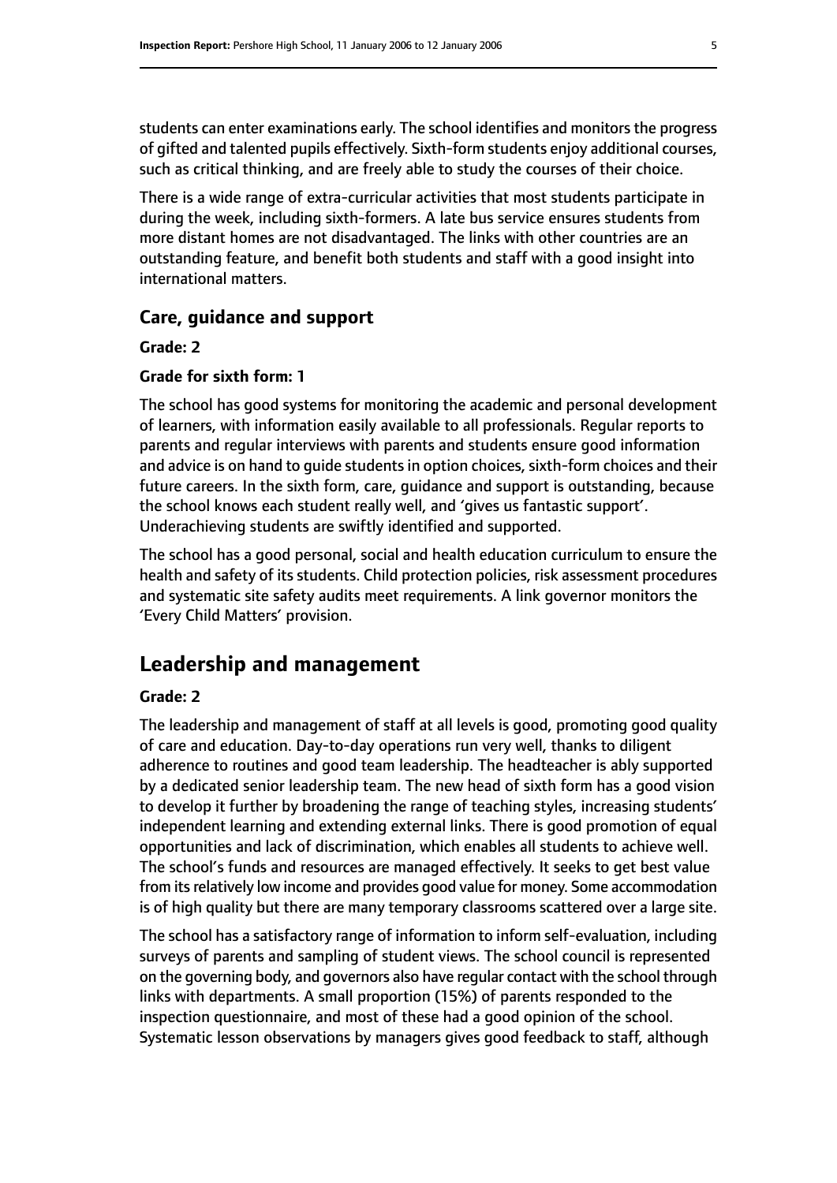students can enter examinations early. The school identifies and monitors the progress of gifted and talented pupils effectively. Sixth-form students enjoy additional courses, such as critical thinking, and are freely able to study the courses of their choice.

There is a wide range of extra-curricular activities that most students participate in during the week, including sixth-formers. A late bus service ensures students from more distant homes are not disadvantaged. The links with other countries are an outstanding feature, and benefit both students and staff with a good insight into international matters.

### Care, guidance and support

**Grade: 2**

**Grade for sixth form: 1**

The school has good systems for monitoring the academic and personal development of learners, with information easily available to all professionals. Regular reports to parents and regular interviews with parents and students ensure good information and advice is on hand to guide students in option choices, sixth-form choices and their future careers. In the sixth form, care, guidance and support is outstanding, because the school knows each student really well, and 'gives us fantastic support'. Underachieving students are swiftly identified and supported.

The school has a good personal, social and health education curriculum to ensure the health and safety of its students. Child protection policies, risk assessment procedures and systematic site safety audits meet requirements. A link governor monitors the 'Every Child Matters' provision.

## Leadership and management

**Grade: 2**

The leadership and management of staff at all levels is good, promoting good quality of care and education. Day-to-day operations run very well, thanks to diligent adherence to routines and good team leadership. The headteacher is ably supported by a dedicated senior leadership team. The new head of sixth form has a good vision to develop it further by broadening the range of teaching styles, increasing students' independent learning and extending external links. There is good promotion of equal opportunities and lack of discrimination, which enables all students to achieve well. The school's funds and resources are managed effectively. It seeks to get best value from its relatively low income and provides good value for money. Some accommodation is of high quality but there are many temporary classrooms scattered over a large site.

The school has a satisfactory range of information to inform self-evaluation, including surveys of parents and sampling of student views. The school council is represented on the governing body, and governors also have regular contact with the school through links with departments. A small proportion (15%) of parents responded to the inspection questionnaire, and most of these had a good opinion of the school. Systematic lesson observations by managers gives good feedback to staff, although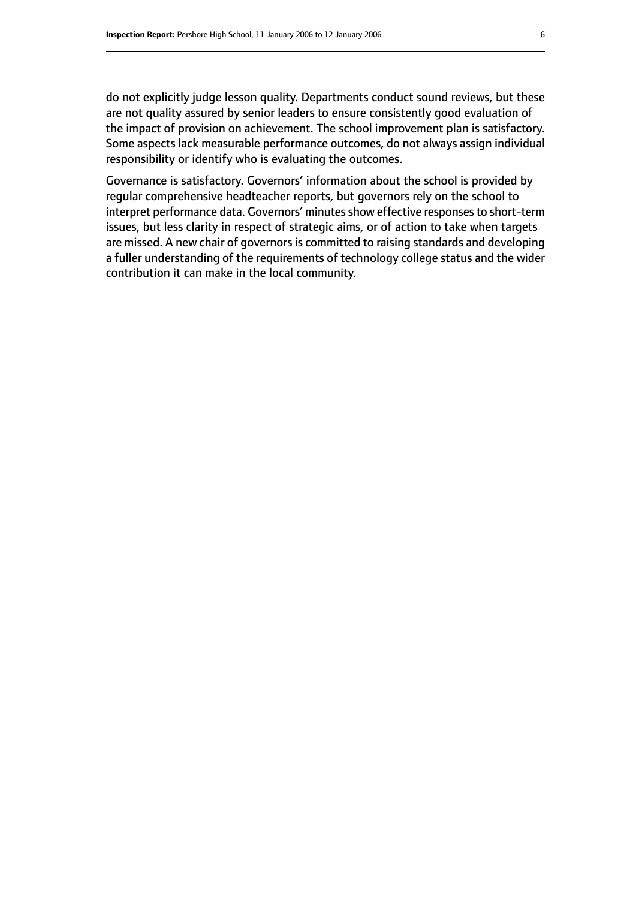do not explicitly judge lesson quality. Departments conduct sound reviews, but these are not quality assured by senior leaders to ensure consistently good evaluation of the impact of provision on achievement. The school improvement plan is satisfactory. Some aspects lack measurable performance outcomes, do not always assign individual responsibility or identify who is evaluating the outcomes.

Governance is satisfactory. Governors' information about the school is provided by regular comprehensive headteacher reports, but governors rely on the school to interpret performance data. Governors' minutes show effective responses to short-term issues, but less clarity in respect of strategic aims, or of action to take when targets are missed. A new chair of governors is committed to raising standards and developing a fuller understanding of the requirements of technology college status and the wider contribution it can make in the local community.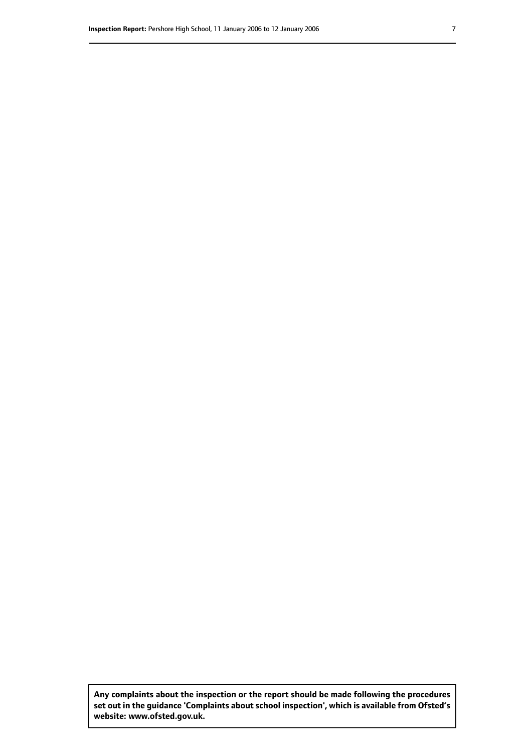**Any complaints about the inspection or the report should be made following the procedures set out in the guidance 'Complaints about school inspection', which is available from Ofsted's website: www.ofsted.gov.uk.**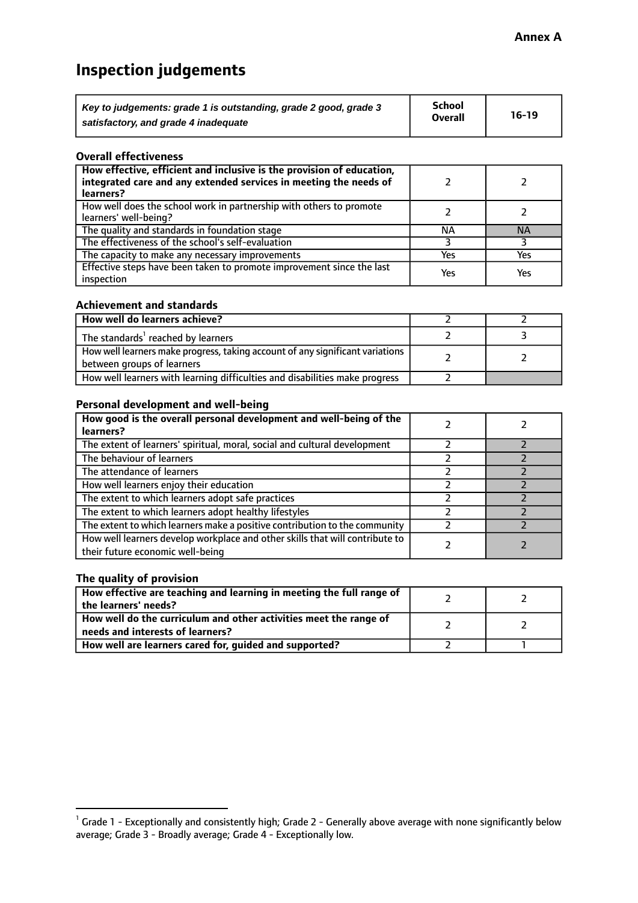**Annex A**

# Inspection judgements

| *Key to judgements: grade 1 is outstanding, grade 2 good, grade 3 satisfactory, and grade 4 inadequate* | School Overall | 16-19 |
|---|---|---|

### Overall effectiveness

| | | |
|---|---|---|
| **How effective, efficient and inclusive is the provision of education, integrated care and any extended services in meeting the needs of learners?** | 2 | 2 |
| How well does the school work in partnership with others to promote learners' well-being? | 2 | 2 |
| The quality and standards in foundation stage | NA | NA |
| The effectiveness of the school's self-evaluation | 3 | 3 |
| The capacity to make any necessary improvements | Yes | Yes |
| Effective steps have been taken to promote improvement since the last inspection | Yes | Yes |

### Achievement and standards

| | | |
|---|---|---|
| **How well do learners achieve?** | 2 | 2 |
| The standards[1] reached by learners | 2 | 3 |
| How well learners make progress, taking account of any significant variations between groups of learners | 2 | 2 |
| How well learners with learning difficulties and disabilities make progress | 2 | |

### Personal development and well-being

| | | |
|---|---|---|
| **How good is the overall personal development and well-being of the learners?** | 2 | 2 |
| The extent of learners' spiritual, moral, social and cultural development | 2 | 2 |
| The behaviour of learners | 2 | 2 |
| The attendance of learners | 2 | 2 |
| How well learners enjoy their education | 2 | 2 |
| The extent to which learners adopt safe practices | 2 | 2 |
| The extent to which learners adopt healthy lifestyles | 2 | 2 |
| The extent to which learners make a positive contribution to the community | 2 | 2 |
| How well learners develop workplace and other skills that will contribute to their future economic well-being | 2 | 2 |

### The quality of provision

| | | |
|---|---|---|
| **How effective are teaching and learning in meeting the full range of the learners' needs?** | 2 | 2 |
| **How well do the curriculum and other activities meet the range of needs and interests of learners?** | 2 | 2 |
| **How well are learners cared for, guided and supported?** | 2 | 1 |

[1] Grade 1 - Exceptionally and consistently high; Grade 2 - Generally above average with none significantly below average; Grade 3 - Broadly average; Grade 4 - Exceptionally low.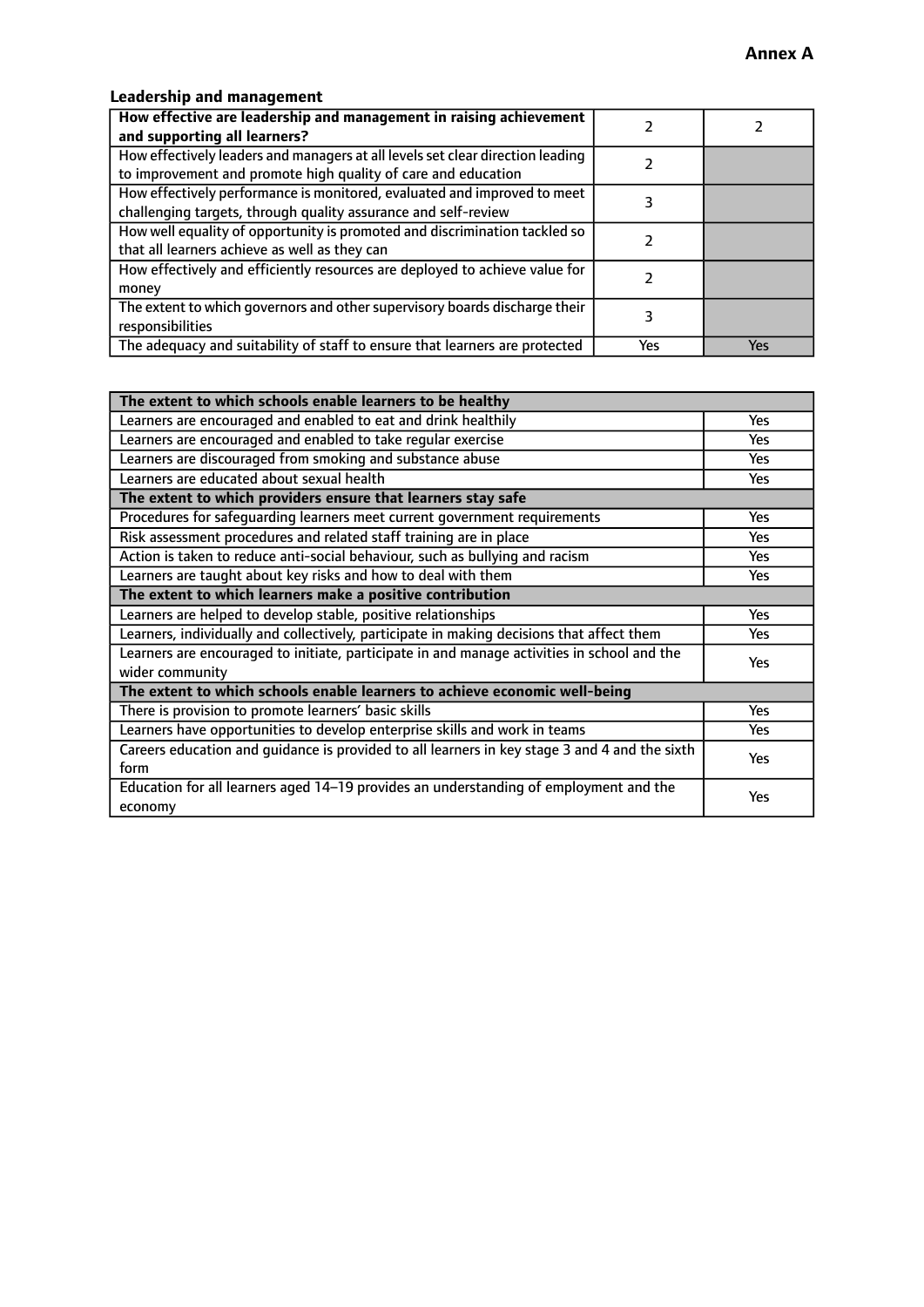**Annex A**

### Leadership and management

| **How effective are leadership and management in raising achievement and supporting all learners?** | 2 | 2 |
|---|---|---|
| How effectively leaders and managers at all levels set clear direction leading to improvement and promote high quality of care and education | 2 | |
| How effectively performance is monitored, evaluated and improved to meet challenging targets, through quality assurance and self-review | 3 | |
| How well equality of opportunity is promoted and discrimination tackled so that all learners achieve as well as they can | 2 | |
| How effectively and efficiently resources are deployed to achieve value for money | 2 | |
| The extent to which governors and other supervisory boards discharge their responsibilities | 3 | |
| The adequacy and suitability of staff to ensure that learners are protected | Yes | Yes |

| **The extent to which schools enable learners to be healthy** | |
|---|---|
| Learners are encouraged and enabled to eat and drink healthily | Yes |
| Learners are encouraged and enabled to take regular exercise | Yes |
| Learners are discouraged from smoking and substance abuse | Yes |
| Learners are educated about sexual health | Yes |
| **The extent to which providers ensure that learners stay safe** | |
| Procedures for safeguarding learners meet current government requirements | Yes |
| Risk assessment procedures and related staff training are in place | Yes |
| Action is taken to reduce anti-social behaviour, such as bullying and racism | Yes |
| Learners are taught about key risks and how to deal with them | Yes |
| **The extent to which learners make a positive contribution** | |
| Learners are helped to develop stable, positive relationships | Yes |
| Learners, individually and collectively, participate in making decisions that affect them | Yes |
| Learners are encouraged to initiate, participate in and manage activities in school and the wider community | Yes |
| **The extent to which schools enable learners to achieve economic well-being** | |
| There is provision to promote learners' basic skills | Yes |
| Learners have opportunities to develop enterprise skills and work in teams | Yes |
| Careers education and guidance is provided to all learners in key stage 3 and 4 and the sixth form | Yes |
| Education for all learners aged 14–19 provides an understanding of employment and the economy | Yes |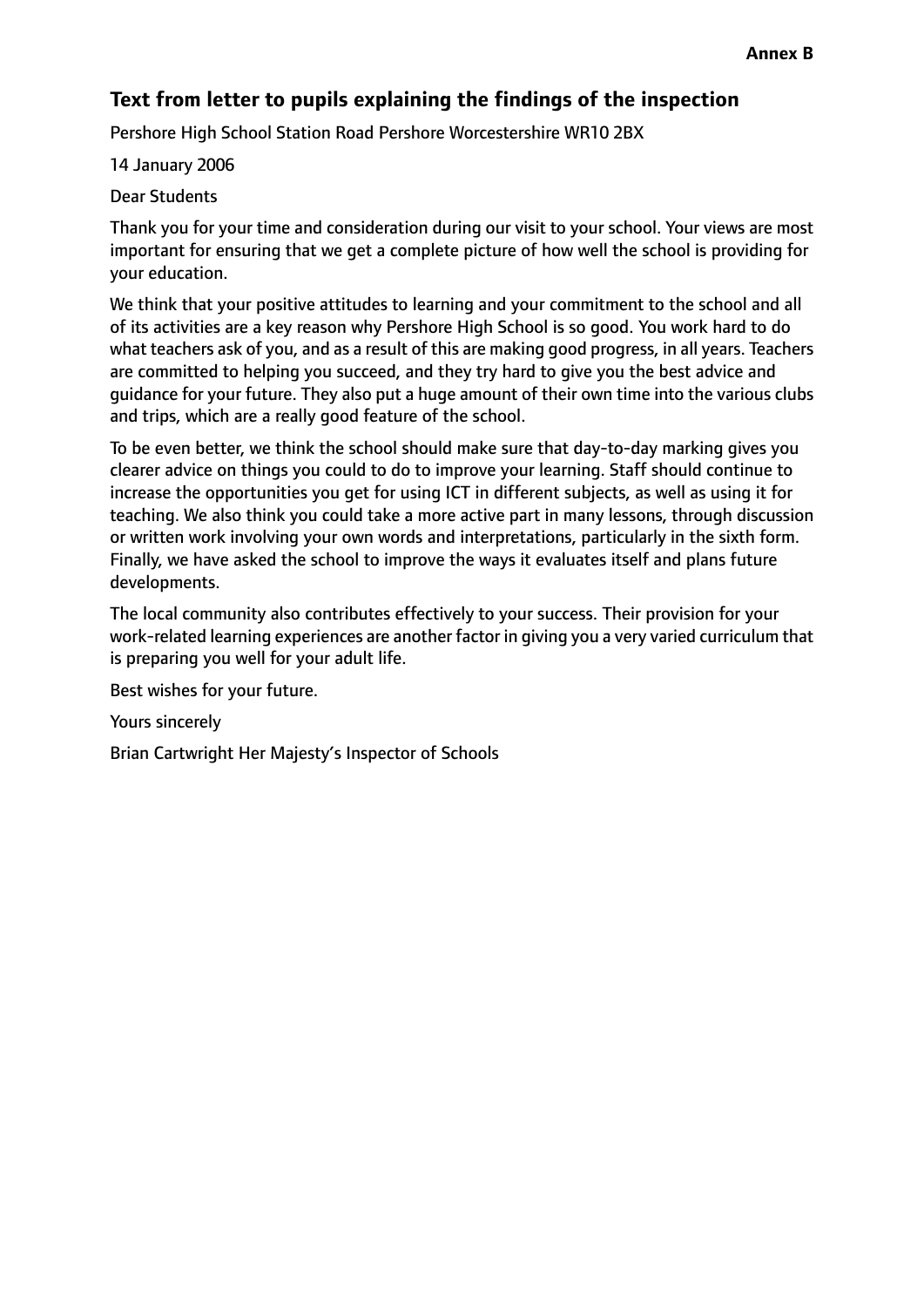**Annex B**

## Text from letter to pupils explaining the findings of the inspection

Pershore High School Station Road Pershore Worcestershire WR10 2BX

14 January 2006

Dear Students

Thank you for your time and consideration during our visit to your school. Your views are most important for ensuring that we get a complete picture of how well the school is providing for your education.

We think that your positive attitudes to learning and your commitment to the school and all of its activities are a key reason why Pershore High School is so good. You work hard to do what teachers ask of you, and as a result of this are making good progress, in all years. Teachers are committed to helping you succeed, and they try hard to give you the best advice and guidance for your future. They also put a huge amount of their own time into the various clubs and trips, which are a really good feature of the school.

To be even better, we think the school should make sure that day-to-day marking gives you clearer advice on things you could to do to improve your learning. Staff should continue to increase the opportunities you get for using ICT in different subjects, as well as using it for teaching. We also think you could take a more active part in many lessons, through discussion or written work involving your own words and interpretations, particularly in the sixth form. Finally, we have asked the school to improve the ways it evaluates itself and plans future developments.

The local community also contributes effectively to your success. Their provision for your work-related learning experiences are another factor in giving you a very varied curriculum that is preparing you well for your adult life.

Best wishes for your future.

Yours sincerely

Brian Cartwright Her Majesty's Inspector of Schools